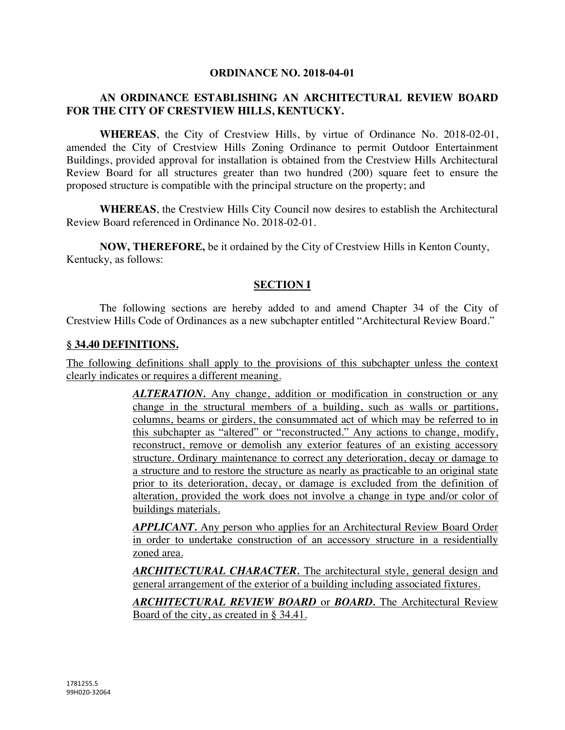**ORDINANCE NO. 2018-04-01**

**AN ORDINANCE ESTABLISHING AN ARCHITECTURAL REVIEW BOARD FOR THE CITY OF CRESTVIEW HILLS, KENTUCKY.**

**WHEREAS**, the City of Crestview Hills, by virtue of Ordinance No. 2018-02-01, amended the City of Crestview Hills Zoning Ordinance to permit Outdoor Entertainment Buildings, provided approval for installation is obtained from the Crestview Hills Architectural Review Board for all structures greater than two hundred (200) square feet to ensure the proposed structure is compatible with the principal structure on the property; and

**WHEREAS**, the Crestview Hills City Council now desires to establish the Architectural Review Board referenced in Ordinance No. 2018-02-01.

**NOW, THEREFORE,** be it ordained by the City of Crestview Hills in Kenton County, Kentucky, as follows:

**SECTION I**

The following sections are hereby added to and amend Chapter 34 of the City of Crestview Hills Code of Ordinances as a new subchapter entitled "Architectural Review Board."

**§ 34.40 DEFINITIONS.**

The following definitions shall apply to the provisions of this subchapter unless the context clearly indicates or requires a different meaning.

***ALTERATION.*** Any change, addition or modification in construction or any change in the structural members of a building, such as walls or partitions, columns, beams or girders, the consummated act of which may be referred to in this subchapter as "altered" or "reconstructed." Any actions to change, modify, reconstruct, remove or demolish any exterior features of an existing accessory structure. Ordinary maintenance to correct any deterioration, decay or damage to a structure and to restore the structure as nearly as practicable to an original state prior to its deterioration, decay, or damage is excluded from the definition of alteration, provided the work does not involve a change in type and/or color of buildings materials.

***APPLICANT.*** Any person who applies for an Architectural Review Board Order in order to undertake construction of an accessory structure in a residentially zoned area.

***ARCHITECTURAL CHARACTER.*** The architectural style, general design and general arrangement of the exterior of a building including associated fixtures.

***ARCHITECTURAL REVIEW BOARD*** or ***BOARD.*** The Architectural Review Board of the city, as created in § 34.41.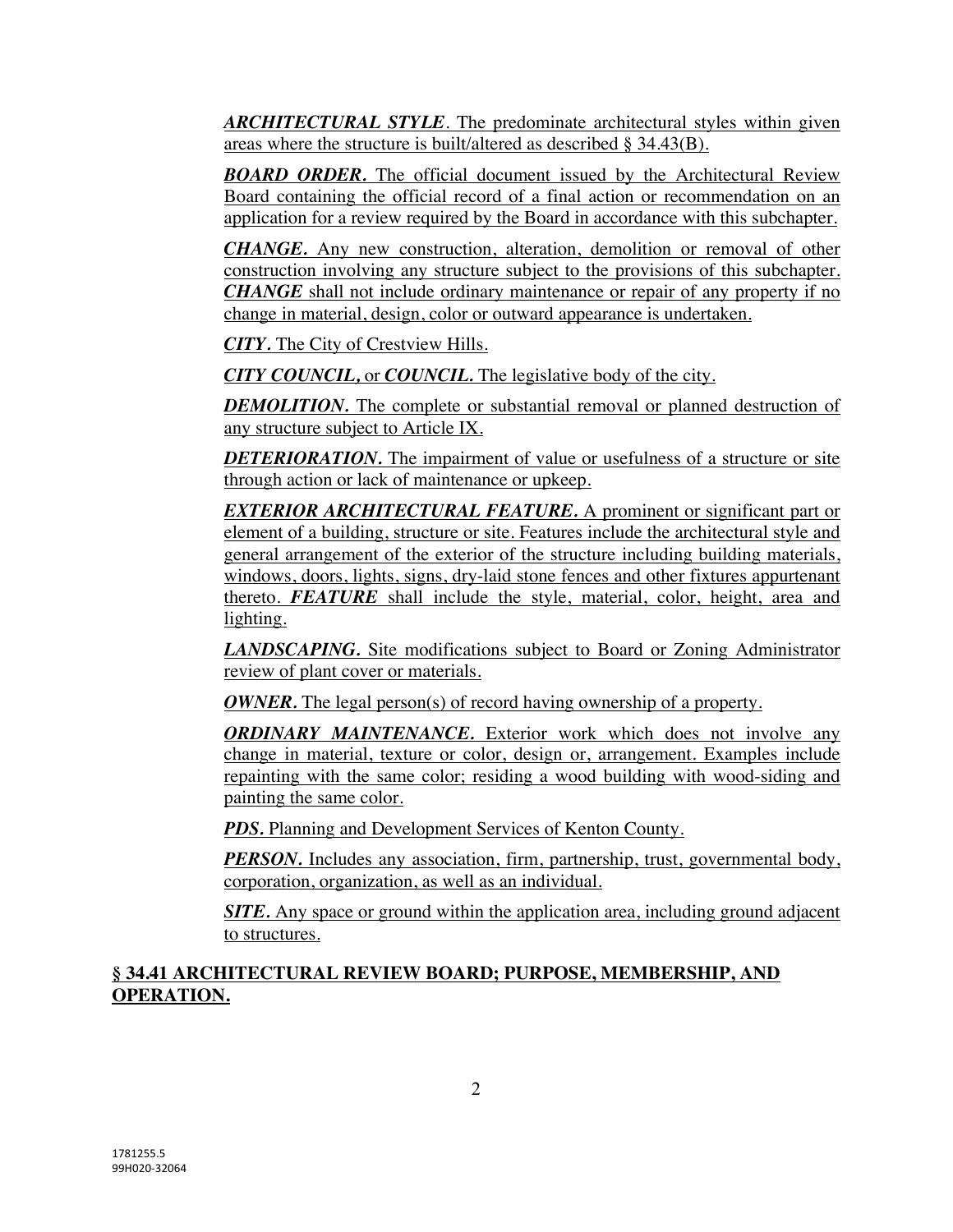***ARCHITECTURAL STYLE***. The predominate architectural styles within given areas where the structure is built/altered as described § 34.43(B).

***BOARD ORDER.*** The official document issued by the Architectural Review Board containing the official record of a final action or recommendation on an application for a review required by the Board in accordance with this subchapter.

***CHANGE.*** Any new construction, alteration, demolition or removal of other construction involving any structure subject to the provisions of this subchapter. ***CHANGE*** shall not include ordinary maintenance or repair of any property if no change in material, design, color or outward appearance is undertaken.

***CITY.*** The City of Crestview Hills.

***CITY COUNCIL,*** or ***COUNCIL.*** The legislative body of the city.

***DEMOLITION.*** The complete or substantial removal or planned destruction of any structure subject to Article IX.

***DETERIORATION.*** The impairment of value or usefulness of a structure or site through action or lack of maintenance or upkeep.

***EXTERIOR ARCHITECTURAL FEATURE.*** A prominent or significant part or element of a building, structure or site. Features include the architectural style and general arrangement of the exterior of the structure including building materials, windows, doors, lights, signs, dry-laid stone fences and other fixtures appurtenant thereto. ***FEATURE*** shall include the style, material, color, height, area and lighting.

***LANDSCAPING.*** Site modifications subject to Board or Zoning Administrator review of plant cover or materials.

***OWNER.*** The legal person(s) of record having ownership of a property.

***ORDINARY MAINTENANCE.*** Exterior work which does not involve any change in material, texture or color, design or, arrangement. Examples include repainting with the same color; residing a wood building with wood-siding and painting the same color.

***PDS.*** Planning and Development Services of Kenton County.

***PERSON.*** Includes any association, firm, partnership, trust, governmental body, corporation, organization, as well as an individual.

***SITE.*** Any space or ground within the application area, including ground adjacent to structures.

## § 34.41 ARCHITECTURAL REVIEW BOARD; PURPOSE, MEMBERSHIP, AND OPERATION.

1781255.5
99H020-32064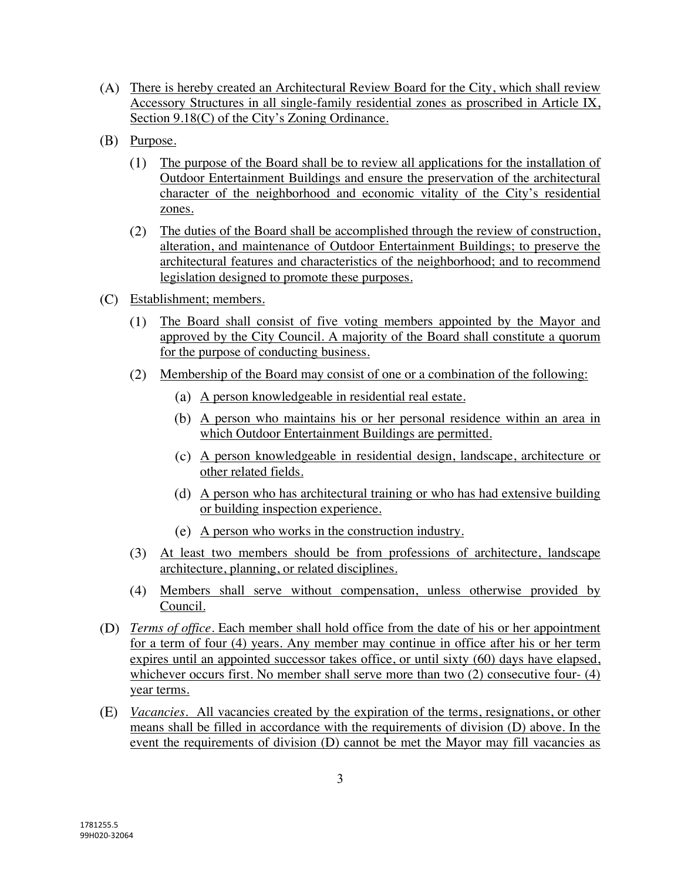(A) There is hereby created an Architectural Review Board for the City, which shall review Accessory Structures in all single-family residential zones as proscribed in Article IX, Section 9.18(C) of the City's Zoning Ordinance.

(B) Purpose.

(1) The purpose of the Board shall be to review all applications for the installation of Outdoor Entertainment Buildings and ensure the preservation of the architectural character of the neighborhood and economic vitality of the City's residential zones.

(2) The duties of the Board shall be accomplished through the review of construction, alteration, and maintenance of Outdoor Entertainment Buildings; to preserve the architectural features and characteristics of the neighborhood; and to recommend legislation designed to promote these purposes.

(C) Establishment; members.

(1) The Board shall consist of five voting members appointed by the Mayor and approved by the City Council. A majority of the Board shall constitute a quorum for the purpose of conducting business.

(2) Membership of the Board may consist of one or a combination of the following:

(a) A person knowledgeable in residential real estate.

(b) A person who maintains his or her personal residence within an area in which Outdoor Entertainment Buildings are permitted.

(c) A person knowledgeable in residential design, landscape, architecture or other related fields.

(d) A person who has architectural training or who has had extensive building or building inspection experience.

(e) A person who works in the construction industry.

(3) At least two members should be from professions of architecture, landscape architecture, planning, or related disciplines.

(4) Members shall serve without compensation, unless otherwise provided by Council.

(D) *Terms of office*. Each member shall hold office from the date of his or her appointment for a term of four (4) years. Any member may continue in office after his or her term expires until an appointed successor takes office, or until sixty (60) days have elapsed, whichever occurs first. No member shall serve more than two (2) consecutive four- (4) year terms.

(E) *Vacancies*. All vacancies created by the expiration of the terms, resignations, or other means shall be filled in accordance with the requirements of division (D) above. In the event the requirements of division (D) cannot be met the Mayor may fill vacancies as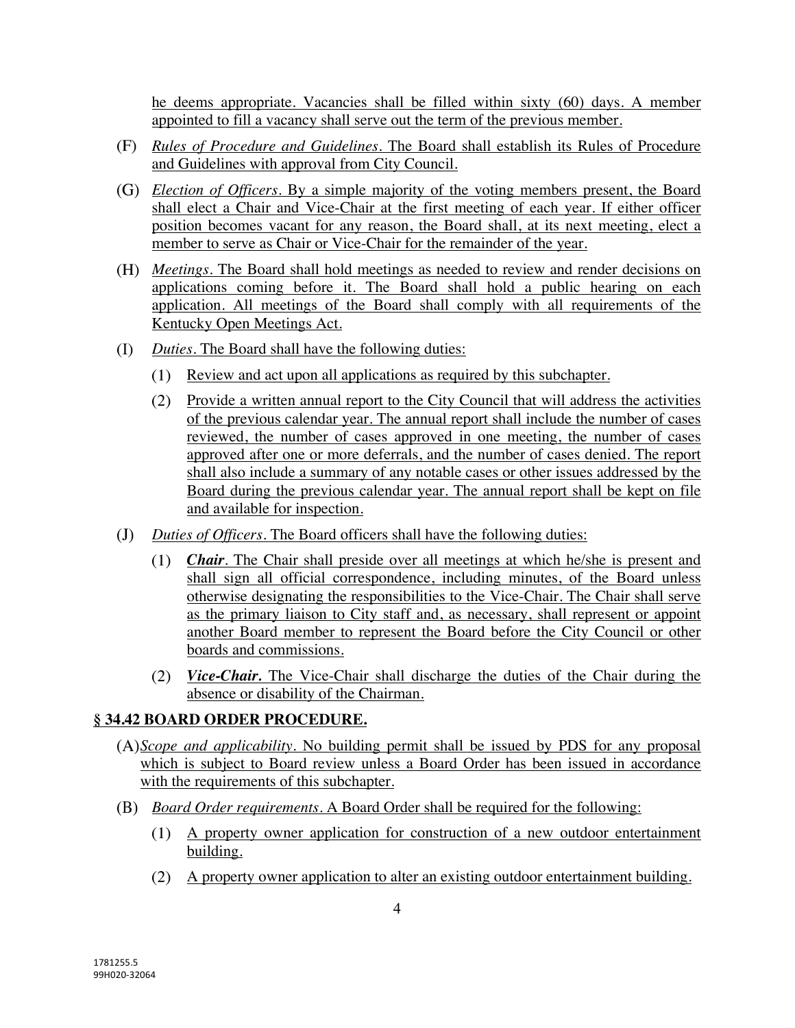he deems appropriate. Vacancies shall be filled within sixty (60) days. A member appointed to fill a vacancy shall serve out the term of the previous member.

(F) *Rules of Procedure and Guidelines*. The Board shall establish its Rules of Procedure and Guidelines with approval from City Council.

(G) *Election of Officers*. By a simple majority of the voting members present, the Board shall elect a Chair and Vice-Chair at the first meeting of each year. If either officer position becomes vacant for any reason, the Board shall, at its next meeting, elect a member to serve as Chair or Vice-Chair for the remainder of the year.

(H) *Meetings*. The Board shall hold meetings as needed to review and render decisions on applications coming before it. The Board shall hold a public hearing on each application. All meetings of the Board shall comply with all requirements of the Kentucky Open Meetings Act.

(I) *Duties*. The Board shall have the following duties:

(1) Review and act upon all applications as required by this subchapter.

(2) Provide a written annual report to the City Council that will address the activities of the previous calendar year. The annual report shall include the number of cases reviewed, the number of cases approved in one meeting, the number of cases approved after one or more deferrals, and the number of cases denied. The report shall also include a summary of any notable cases or other issues addressed by the Board during the previous calendar year. The annual report shall be kept on file and available for inspection.

(J) *Duties of Officers*. The Board officers shall have the following duties:

(1) ***Chair***. The Chair shall preside over all meetings at which he/she is present and shall sign all official correspondence, including minutes, of the Board unless otherwise designating the responsibilities to the Vice-Chair. The Chair shall serve as the primary liaison to City staff and, as necessary, shall represent or appoint another Board member to represent the Board before the City Council or other boards and commissions.

(2) ***Vice-Chair.*** The Vice-Chair shall discharge the duties of the Chair during the absence or disability of the Chairman.

## § 34.42 BOARD ORDER PROCEDURE.

(A) *Scope and applicability*. No building permit shall be issued by PDS for any proposal which is subject to Board review unless a Board Order has been issued in accordance with the requirements of this subchapter.

(B) *Board Order requirements*. A Board Order shall be required for the following:

(1) A property owner application for construction of a new outdoor entertainment building.

(2) A property owner application to alter an existing outdoor entertainment building.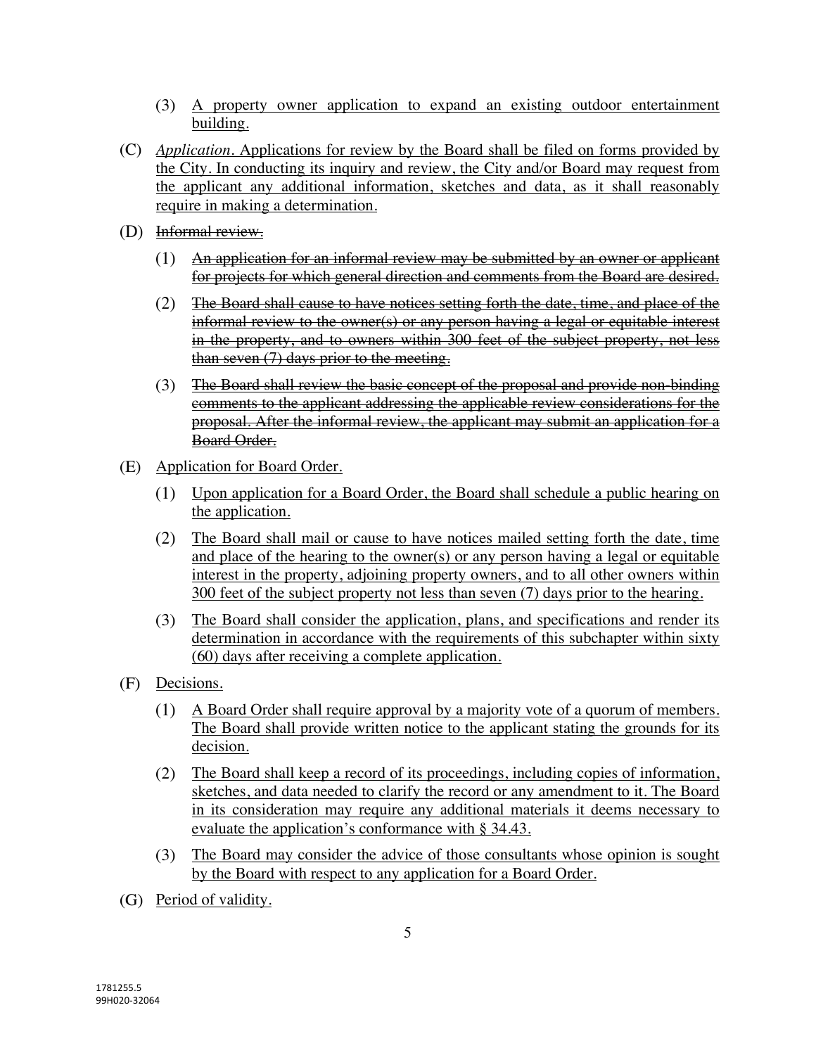(3) A property owner application to expand an existing outdoor entertainment building.

(C) *Application*. Applications for review by the Board shall be filed on forms provided by the City. In conducting its inquiry and review, the City and/or Board may request from the applicant any additional information, sketches and data, as it shall reasonably require in making a determination.

(D) ~~Informal review.~~

(1) ~~An application for an informal review may be submitted by an owner or applicant for projects for which general direction and comments from the Board are desired.~~

(2) ~~The Board shall cause to have notices setting forth the date, time, and place of the informal review to the owner(s) or any person having a legal or equitable interest in the property, and to owners within 300 feet of the subject property, not less than seven (7) days prior to the meeting.~~

(3) ~~The Board shall review the basic concept of the proposal and provide non-binding comments to the applicant addressing the applicable review considerations for the proposal. After the informal review, the applicant may submit an application for a Board Order.~~

(E) Application for Board Order.

(1) Upon application for a Board Order, the Board shall schedule a public hearing on the application.

(2) The Board shall mail or cause to have notices mailed setting forth the date, time and place of the hearing to the owner(s) or any person having a legal or equitable interest in the property, adjoining property owners, and to all other owners within 300 feet of the subject property not less than seven (7) days prior to the hearing.

(3) The Board shall consider the application, plans, and specifications and render its determination in accordance with the requirements of this subchapter within sixty (60) days after receiving a complete application.

(F) Decisions.

(1) A Board Order shall require approval by a majority vote of a quorum of members. The Board shall provide written notice to the applicant stating the grounds for its decision.

(2) The Board shall keep a record of its proceedings, including copies of information, sketches, and data needed to clarify the record or any amendment to it. The Board in its consideration may require any additional materials it deems necessary to evaluate the application's conformance with § 34.43.

(3) The Board may consider the advice of those consultants whose opinion is sought by the Board with respect to any application for a Board Order.

(G) Period of validity.

1781255.5
99H020-32064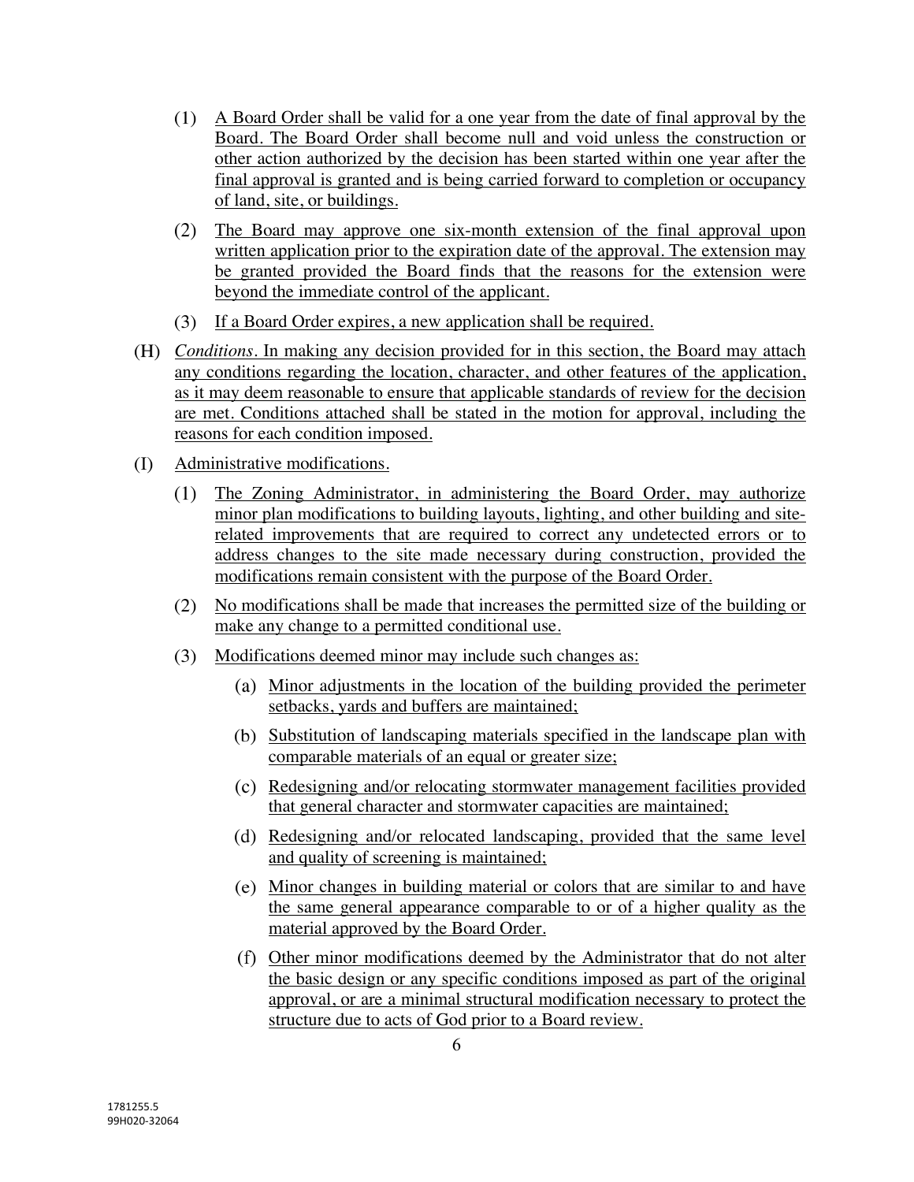(1) A Board Order shall be valid for a one year from the date of final approval by the Board. The Board Order shall become null and void unless the construction or other action authorized by the decision has been started within one year after the final approval is granted and is being carried forward to completion or occupancy of land, site, or buildings.

(2) The Board may approve one six-month extension of the final approval upon written application prior to the expiration date of the approval. The extension may be granted provided the Board finds that the reasons for the extension were beyond the immediate control of the applicant.

(3) If a Board Order expires, a new application shall be required.

(H) *Conditions*. In making any decision provided for in this section, the Board may attach any conditions regarding the location, character, and other features of the application, as it may deem reasonable to ensure that applicable standards of review for the decision are met. Conditions attached shall be stated in the motion for approval, including the reasons for each condition imposed.

(I) Administrative modifications.

(1) The Zoning Administrator, in administering the Board Order, may authorize minor plan modifications to building layouts, lighting, and other building and site-related improvements that are required to correct any undetected errors or to address changes to the site made necessary during construction, provided the modifications remain consistent with the purpose of the Board Order.

(2) No modifications shall be made that increases the permitted size of the building or make any change to a permitted conditional use.

(3) Modifications deemed minor may include such changes as:

(a) Minor adjustments in the location of the building provided the perimeter setbacks, yards and buffers are maintained;

(b) Substitution of landscaping materials specified in the landscape plan with comparable materials of an equal or greater size;

(c) Redesigning and/or relocating stormwater management facilities provided that general character and stormwater capacities are maintained;

(d) Redesigning and/or relocated landscaping, provided that the same level and quality of screening is maintained;

(e) Minor changes in building material or colors that are similar to and have the same general appearance comparable to or of a higher quality as the material approved by the Board Order.

(f) Other minor modifications deemed by the Administrator that do not alter the basic design or any specific conditions imposed as part of the original approval, or are a minimal structural modification necessary to protect the structure due to acts of God prior to a Board review.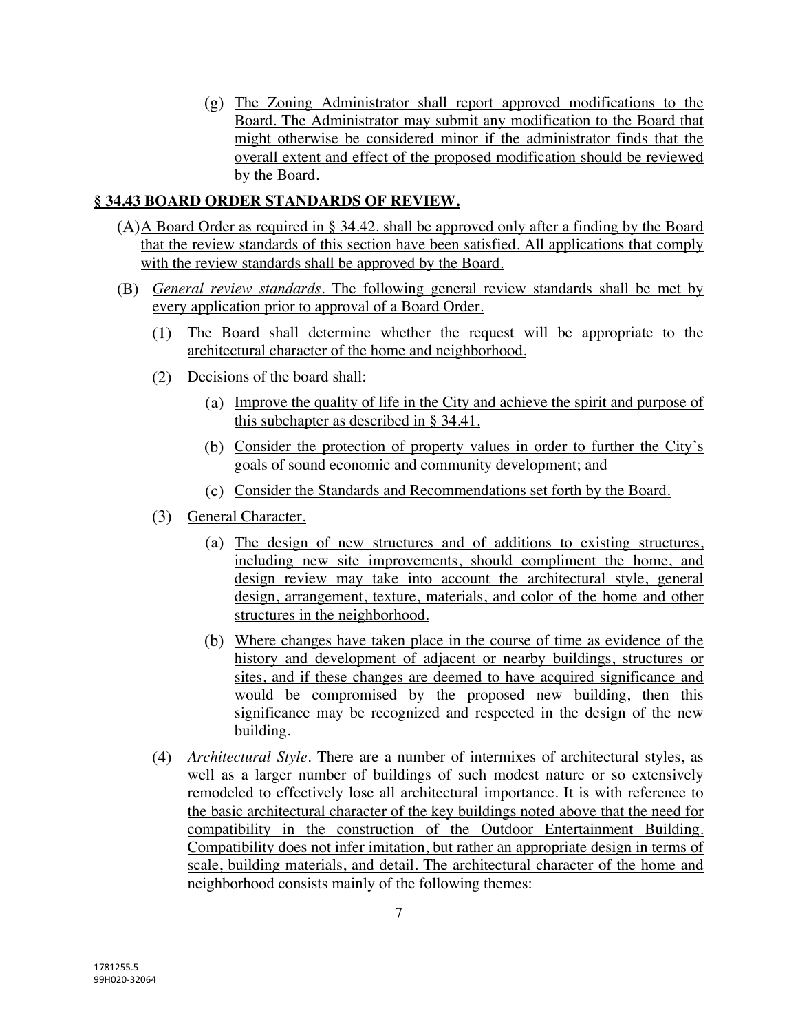(g) The Zoning Administrator shall report approved modifications to the Board. The Administrator may submit any modification to the Board that might otherwise be considered minor if the administrator finds that the overall extent and effect of the proposed modification should be reviewed by the Board.

## § 34.43 BOARD ORDER STANDARDS OF REVIEW.

(A) A Board Order as required in § 34.42. shall be approved only after a finding by the Board that the review standards of this section have been satisfied. All applications that comply with the review standards shall be approved by the Board.

(B) *General review standards*. The following general review standards shall be met by every application prior to approval of a Board Order.

(1) The Board shall determine whether the request will be appropriate to the architectural character of the home and neighborhood.

(2) Decisions of the board shall:

(a) Improve the quality of life in the City and achieve the spirit and purpose of this subchapter as described in § 34.41.

(b) Consider the protection of property values in order to further the City's goals of sound economic and community development; and

(c) Consider the Standards and Recommendations set forth by the Board.

(3) General Character.

(a) The design of new structures and of additions to existing structures, including new site improvements, should compliment the home, and design review may take into account the architectural style, general design, arrangement, texture, materials, and color of the home and other structures in the neighborhood.

(b) Where changes have taken place in the course of time as evidence of the history and development of adjacent or nearby buildings, structures or sites, and if these changes are deemed to have acquired significance and would be compromised by the proposed new building, then this significance may be recognized and respected in the design of the new building.

(4) *Architectural Style*. There are a number of intermixes of architectural styles, as well as a larger number of buildings of such modest nature or so extensively remodeled to effectively lose all architectural importance. It is with reference to the basic architectural character of the key buildings noted above that the need for compatibility in the construction of the Outdoor Entertainment Building. Compatibility does not infer imitation, but rather an appropriate design in terms of scale, building materials, and detail. The architectural character of the home and neighborhood consists mainly of the following themes: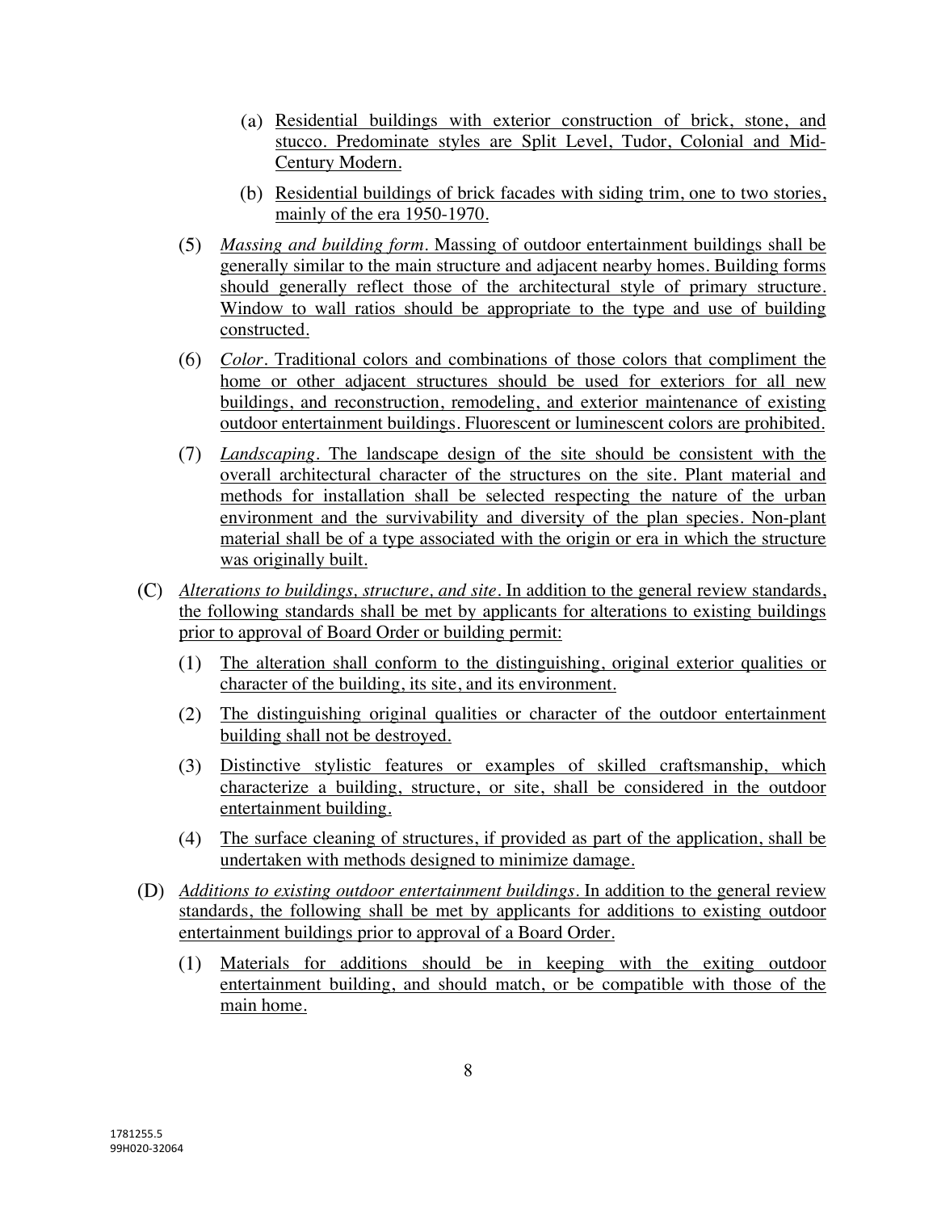(a) Residential buildings with exterior construction of brick, stone, and stucco. Predominate styles are Split Level, Tudor, Colonial and Mid-Century Modern.

(b) Residential buildings of brick facades with siding trim, one to two stories, mainly of the era 1950-1970.

(5) *Massing and building form*. Massing of outdoor entertainment buildings shall be generally similar to the main structure and adjacent nearby homes. Building forms should generally reflect those of the architectural style of primary structure. Window to wall ratios should be appropriate to the type and use of building constructed.

(6) *Color*. Traditional colors and combinations of those colors that compliment the home or other adjacent structures should be used for exteriors for all new buildings, and reconstruction, remodeling, and exterior maintenance of existing outdoor entertainment buildings. Fluorescent or luminescent colors are prohibited.

(7) *Landscaping*. The landscape design of the site should be consistent with the overall architectural character of the structures on the site. Plant material and methods for installation shall be selected respecting the nature of the urban environment and the survivability and diversity of the plan species. Non-plant material shall be of a type associated with the origin or era in which the structure was originally built.

(C) *Alterations to buildings, structure, and site*. In addition to the general review standards, the following standards shall be met by applicants for alterations to existing buildings prior to approval of Board Order or building permit:

(1) The alteration shall conform to the distinguishing, original exterior qualities or character of the building, its site, and its environment.

(2) The distinguishing original qualities or character of the outdoor entertainment building shall not be destroyed.

(3) Distinctive stylistic features or examples of skilled craftsmanship, which characterize a building, structure, or site, shall be considered in the outdoor entertainment building.

(4) The surface cleaning of structures, if provided as part of the application, shall be undertaken with methods designed to minimize damage.

(D) *Additions to existing outdoor entertainment buildings*. In addition to the general review standards, the following shall be met by applicants for additions to existing outdoor entertainment buildings prior to approval of a Board Order.

(1) Materials for additions should be in keeping with the exiting outdoor entertainment building, and should match, or be compatible with those of the main home.

1781255.5
99H020-32064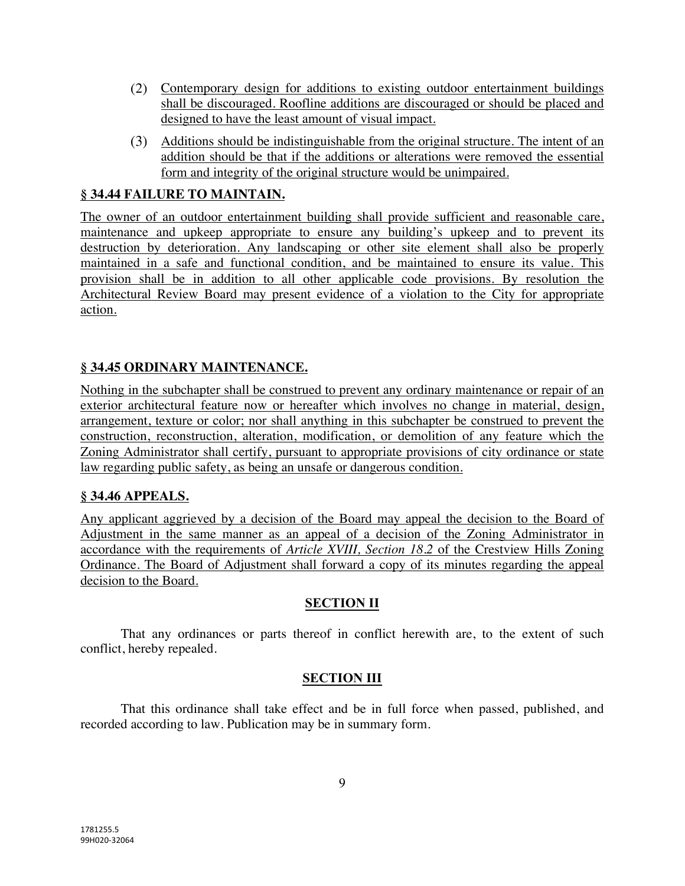(2) Contemporary design for additions to existing outdoor entertainment buildings shall be discouraged. Roofline additions are discouraged or should be placed and designed to have the least amount of visual impact.

(3) Additions should be indistinguishable from the original structure. The intent of an addition should be that if the additions or alterations were removed the essential form and integrity of the original structure would be unimpaired.

**§ 34.44 FAILURE TO MAINTAIN.**

The owner of an outdoor entertainment building shall provide sufficient and reasonable care, maintenance and upkeep appropriate to ensure any building's upkeep and to prevent its destruction by deterioration. Any landscaping or other site element shall also be properly maintained in a safe and functional condition, and be maintained to ensure its value. This provision shall be in addition to all other applicable code provisions. By resolution the Architectural Review Board may present evidence of a violation to the City for appropriate action.

**§ 34.45 ORDINARY MAINTENANCE.**

Nothing in the subchapter shall be construed to prevent any ordinary maintenance or repair of an exterior architectural feature now or hereafter which involves no change in material, design, arrangement, texture or color; nor shall anything in this subchapter be construed to prevent the construction, reconstruction, alteration, modification, or demolition of any feature which the Zoning Administrator shall certify, pursuant to appropriate provisions of city ordinance or state law regarding public safety, as being an unsafe or dangerous condition.

**§ 34.46 APPEALS.**

Any applicant aggrieved by a decision of the Board may appeal the decision to the Board of Adjustment in the same manner as an appeal of a decision of the Zoning Administrator in accordance with the requirements of *Article XVIII, Section 18.2* of the Crestview Hills Zoning Ordinance. The Board of Adjustment shall forward a copy of its minutes regarding the appeal decision to the Board.

**SECTION II**

That any ordinances or parts thereof in conflict herewith are, to the extent of such conflict, hereby repealed.

**SECTION III**

That this ordinance shall take effect and be in full force when passed, published, and recorded according to law. Publication may be in summary form.

1781255.5
99H020-32064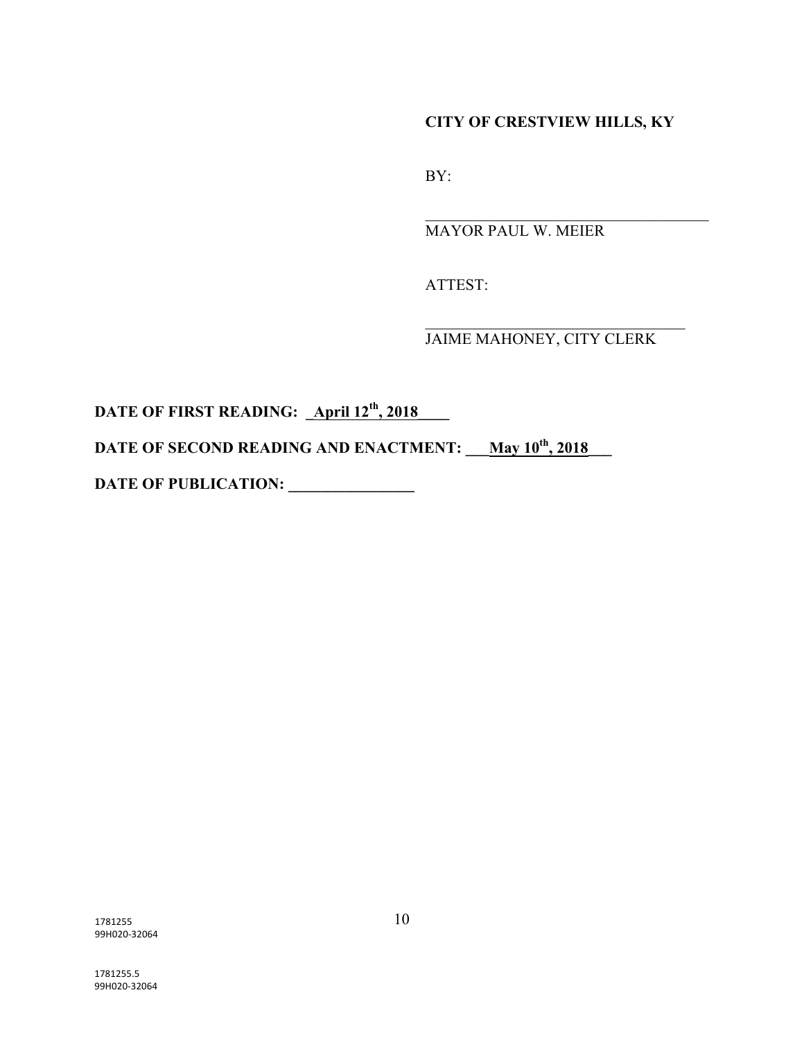**CITY OF CRESTVIEW HILLS, KY**

BY:

\_\_\_\_\_\_\_\_\_\_\_\_\_\_\_\_\_\_\_\_\_\_\_\_\_\_\_\_\_\_\_\_\_\_\_
MAYOR PAUL W. MEIER

ATTEST:

\_\_\_\_\_\_\_\_\_\_\_\_\_\_\_\_\_\_\_\_\_\_\_\_\_\_\_\_\_\_\_\_
JAIME MAHONEY, CITY CLERK

**DATE OF FIRST READING: _April 12th, 2018____**

**DATE OF SECOND READING AND ENACTMENT: ___May 10th, 2018___**

**DATE OF PUBLICATION: ________________**

1781255
99H020-32064

1781255.5
99H020-32064